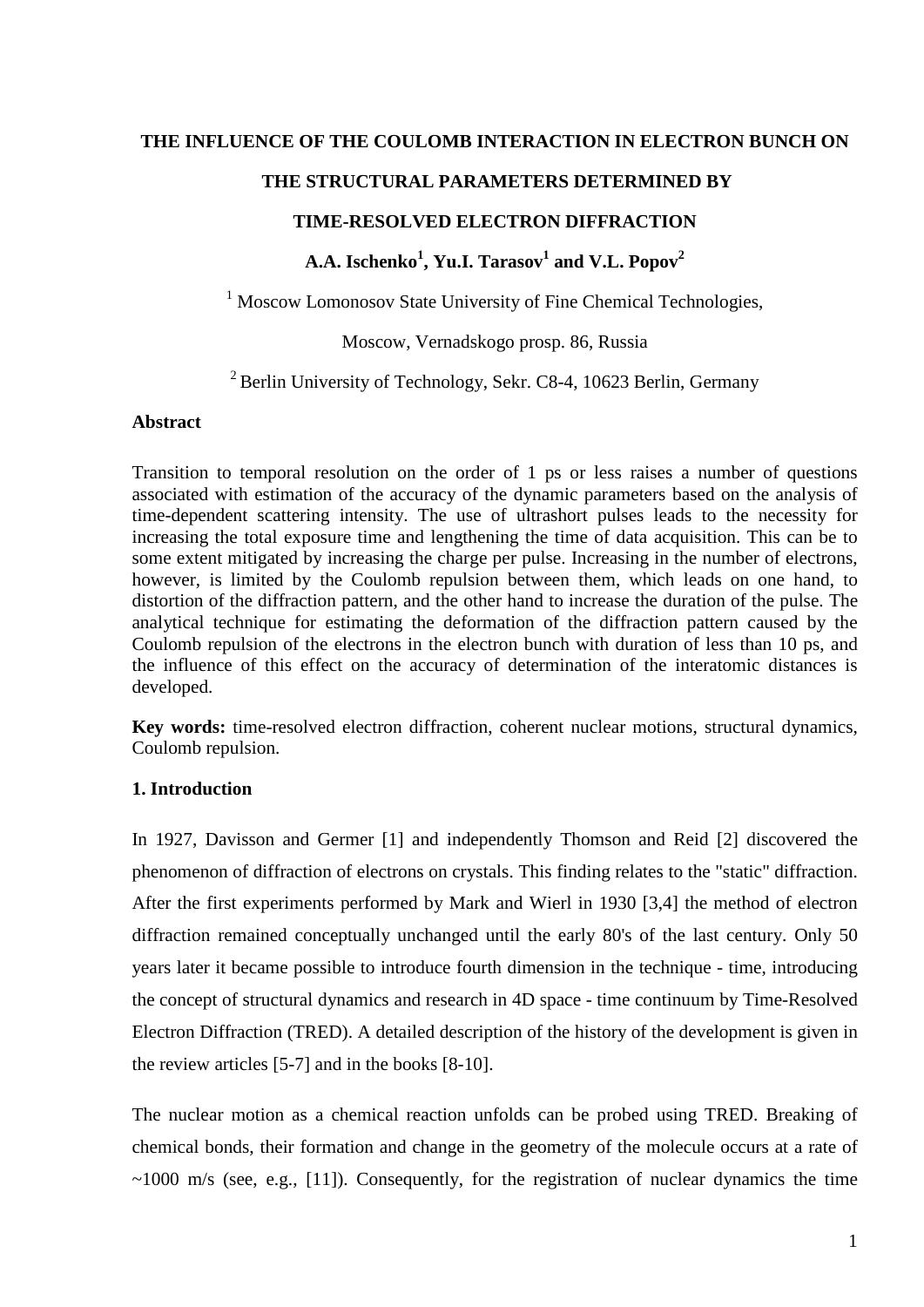# THE INFLUENCE OF THE COULOMB INTERACTION IN ELECTRON BUNCH ON THE STRUCTURAL PARAMETERS DETERMINED BY TIME-RESOLVED ELECTRON DIFFRACTION

**A.A. Ischenko[1], Yu.I. Tarasov[1] and V.L. Popov[2]**

[1] Moscow Lomonosov State University of Fine Chemical Technologies,

Moscow, Vernadskogo prosp. 86, Russia

[2] Berlin University of Technology, Sekr. C8-4, 10623 Berlin, Germany

### Abstract

Transition to temporal resolution on the order of 1 ps or less raises a number of questions associated with estimation of the accuracy of the dynamic parameters based on the analysis of time-dependent scattering intensity. The use of ultrashort pulses leads to the necessity for increasing the total exposure time and lengthening the time of data acquisition. This can be to some extent mitigated by increasing the charge per pulse. Increasing in the number of electrons, however, is limited by the Coulomb repulsion between them, which leads on one hand, to distortion of the diffraction pattern, and the other hand to increase the duration of the pulse. The analytical technique for estimating the deformation of the diffraction pattern caused by the Coulomb repulsion of the electrons in the electron bunch with duration of less than 10 ps, and the influence of this effect on the accuracy of determination of the interatomic distances is developed.

**Key words:** time-resolved electron diffraction, coherent nuclear motions, structural dynamics, Coulomb repulsion.

### 1. Introduction

In 1927, Davisson and Germer [1] and independently Thomson and Reid [2] discovered the phenomenon of diffraction of electrons on crystals. This finding relates to the "static" diffraction. After the first experiments performed by Mark and Wierl in 1930 [3,4] the method of electron diffraction remained conceptually unchanged until the early 80's of the last century. Only 50 years later it became possible to introduce fourth dimension in the technique - time, introducing the concept of structural dynamics and research in 4D space - time continuum by Time-Resolved Electron Diffraction (TRED). A detailed description of the history of the development is given in the review articles [5-7] and in the books [8-10].

The nuclear motion as a chemical reaction unfolds can be probed using TRED. Breaking of chemical bonds, their formation and change in the geometry of the molecule occurs at a rate of ~1000 m/s (see, e.g., [11]). Consequently, for the registration of nuclear dynamics the time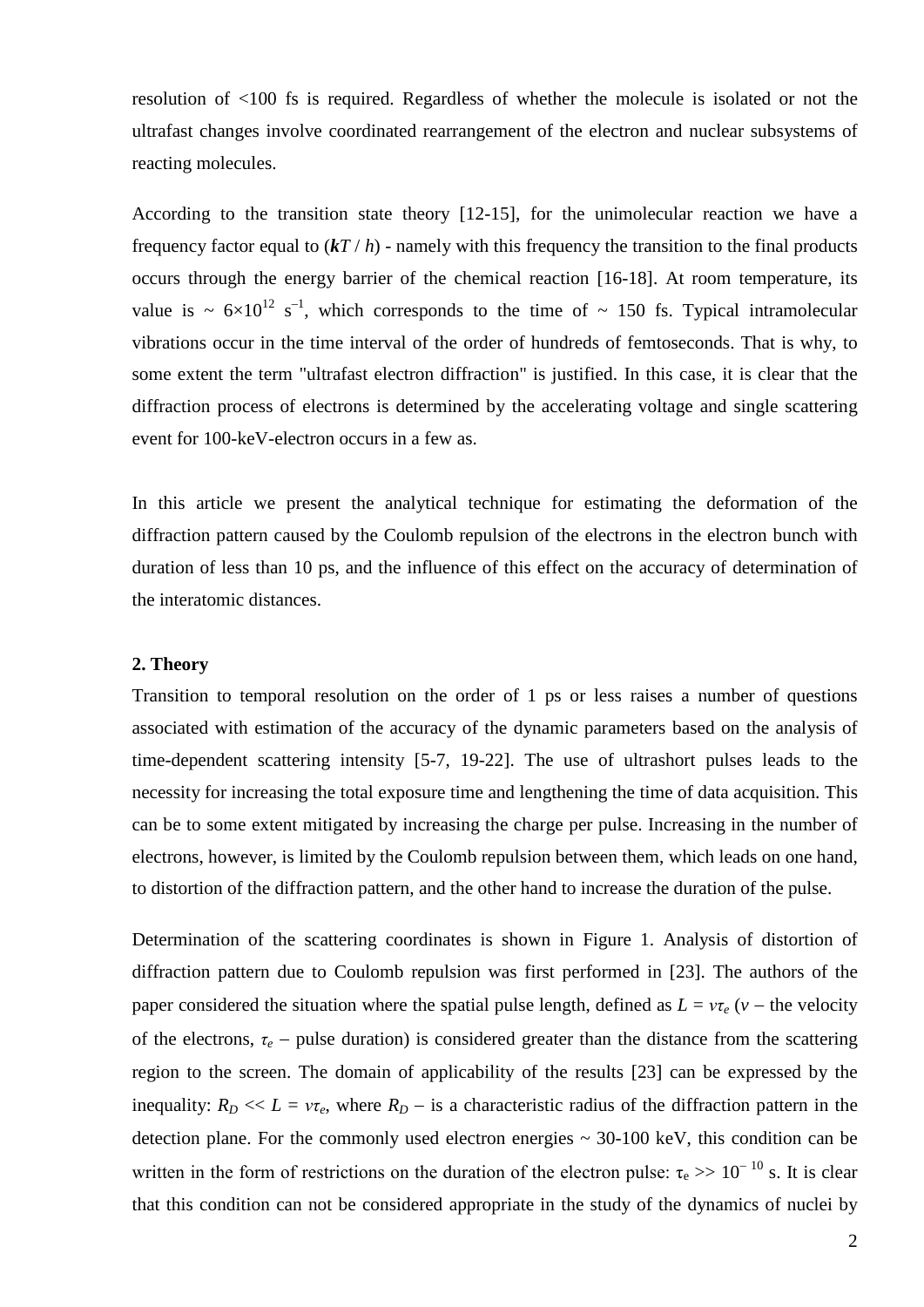resolution of <100 fs is required. Regardless of whether the molecule is isolated or not the ultrafast changes involve coordinated rearrangement of the electron and nuclear subsystems of reacting molecules.

According to the transition state theory [12-15], for the unimolecular reaction we have a frequency factor equal to ($\boldsymbol{kT}$ / $h$) - namely with this frequency the transition to the final products occurs through the energy barrier of the chemical reaction [16-18]. At room temperature, its value is ~ $6\times10^{12}$ $s^{-1}$, which corresponds to the time of ~ 150 fs. Typical intramolecular vibrations occur in the time interval of the order of hundreds of femtoseconds. That is why, to some extent the term "ultrafast electron diffraction" is justified. In this case, it is clear that the diffraction process of electrons is determined by the accelerating voltage and single scattering event for 100-keV-electron occurs in a few as.

In this article we present the analytical technique for estimating the deformation of the diffraction pattern caused by the Coulomb repulsion of the electrons in the electron bunch with duration of less than 10 ps, and the influence of this effect on the accuracy of determination of the interatomic distances.

**2. Theory**

Transition to temporal resolution on the order of 1 ps or less raises a number of questions associated with estimation of the accuracy of the dynamic parameters based on the analysis of time-dependent scattering intensity [5-7, 19-22]. The use of ultrashort pulses leads to the necessity for increasing the total exposure time and lengthening the time of data acquisition. This can be to some extent mitigated by increasing the charge per pulse. Increasing in the number of electrons, however, is limited by the Coulomb repulsion between them, which leads on one hand, to distortion of the diffraction pattern, and the other hand to increase the duration of the pulse.

Determination of the scattering coordinates is shown in Figure 1. Analysis of distortion of diffraction pattern due to Coulomb repulsion was first performed in [23]. The authors of the paper considered the situation where the spatial pulse length, defined as $L = v\tau_e$ ($v$ – the velocity of the electrons, $\tau_e$ – pulse duration) is considered greater than the distance from the scattering region to the screen. The domain of applicability of the results [23] can be expressed by the inequality: $R_D << L = v\tau_e$, where $R_D$ – is a characteristic radius of the diffraction pattern in the detection plane. For the commonly used electron energies ~ 30-100 keV, this condition can be written in the form of restrictions on the duration of the electron pulse: $\tau_e >> 10^{-10}$ s. It is clear that this condition can not be considered appropriate in the study of the dynamics of nuclei by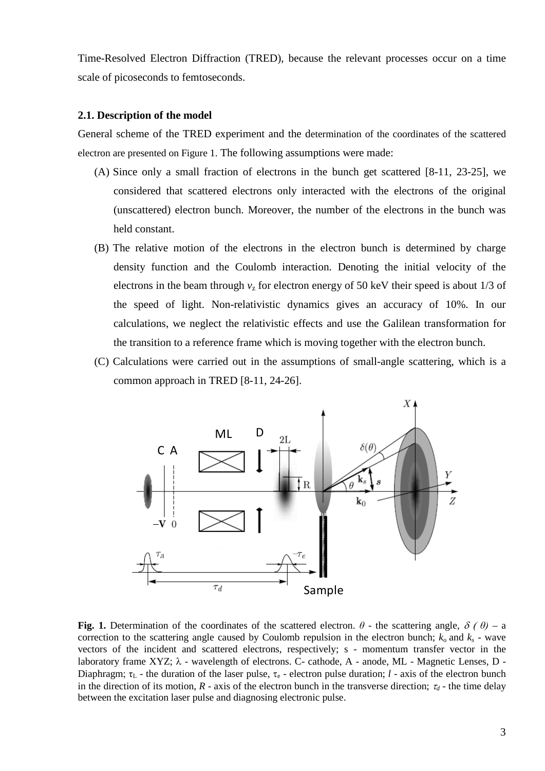Time-Resolved Electron Diffraction (TRED), because the relevant processes occur on a time scale of picoseconds to femtoseconds.

### 2.1. Description of the model

General scheme of the TRED experiment and the determination of the coordinates of the scattered electron are presented on Figure 1. The following assumptions were made:

(A) Since only a small fraction of electrons in the bunch get scattered [8-11, 23-25], we considered that scattered electrons only interacted with the electrons of the original (unscattered) electron bunch. Moreover, the number of the electrons in the bunch was held constant.

(B) The relative motion of the electrons in the electron bunch is determined by charge density function and the Coulomb interaction. Denoting the initial velocity of the electrons in the beam through $v_z$ for electron energy of 50 keV their speed is about 1/3 of the speed of light. Non-relativistic dynamics gives an accuracy of 10%. In our calculations, we neglect the relativistic effects and use the Galilean transformation for the transition to a reference frame which is moving together with the electron bunch.

(C) Calculations were carried out in the assumptions of small-angle scattering, which is a common approach in TRED [8-11, 24-26].

**Fig. 1.** Determination of the coordinates of the scattered electron. $\theta$ - the scattering angle, $\delta(\theta)$ – a correction to the scattering angle caused by Coulomb repulsion in the electron bunch; $k_o$ and $k_s$ - wave vectors of the incident and scattered electrons, respectively; s - momentum transfer vector in the laboratory frame XYZ; $\lambda$ - wavelength of electrons. C- cathode, A - anode, ML - Magnetic Lenses, D - Diaphragm; $\tau_L$ - the duration of the laser pulse, $\tau_e$ - electron pulse duration; $l$ - axis of the electron bunch in the direction of its motion, $R$ - axis of the electron bunch in the transverse direction; $\tau_d$ - the time delay between the excitation laser pulse and diagnosing electronic pulse.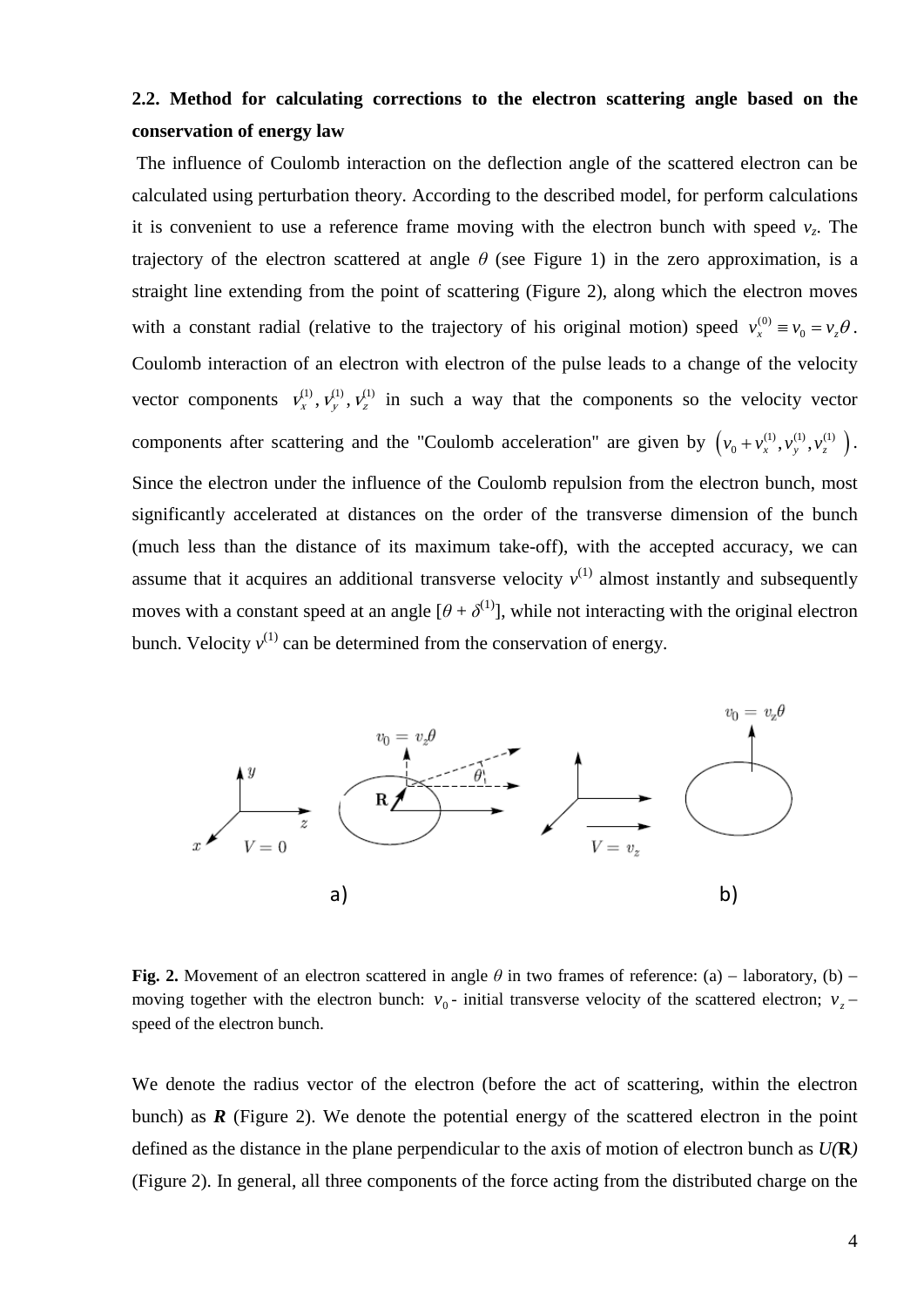### 2.2. Method for calculating corrections to the electron scattering angle based on the conservation of energy law

The influence of Coulomb interaction on the deflection angle of the scattered electron can be calculated using perturbation theory. According to the described model, for perform calculations it is convenient to use a reference frame moving with the electron bunch with speed $v_z$. The trajectory of the electron scattered at angle $\theta$ (see Figure 1) in the zero approximation, is a straight line extending from the point of scattering (Figure 2), along which the electron moves with a constant radial (relative to the trajectory of his original motion) speed $v_x^{(0)} \equiv v_0 = v_z\theta$. Coulomb interaction of an electron with electron of the pulse leads to a change of the velocity vector components $v_x^{(1)}, v_y^{(1)}, v_z^{(1)}$ in such a way that the components so the velocity vector components after scattering and the "Coulomb acceleration" are given by $\left(v_0 + v_x^{(1)}, v_y^{(1)}, v_z^{(1)}\right)$. Since the electron under the influence of the Coulomb repulsion from the electron bunch, most significantly accelerated at distances on the order of the transverse dimension of the bunch (much less than the distance of its maximum take-off), with the accepted accuracy, we can assume that it acquires an additional transverse velocity $v^{(1)}$ almost instantly and subsequently moves with a constant speed at an angle $[\theta + \delta^{(1)}]$, while not interacting with the original electron bunch. Velocity $v^{(1)}$ can be determined from the conservation of energy.

**Fig. 2.** Movement of an electron scattered in angle $\theta$ in two frames of reference: (a) – laboratory, (b) – moving together with the electron bunch: $v_0$ - initial transverse velocity of the scattered electron; $v_z$ – speed of the electron bunch.

We denote the radius vector of the electron (before the act of scattering, within the electron bunch) as ***R*** (Figure 2). We denote the potential energy of the scattered electron in the point defined as the distance in the plane perpendicular to the axis of motion of electron bunch as $U(\mathbf{R})$ (Figure 2). In general, all three components of the force acting from the distributed charge on the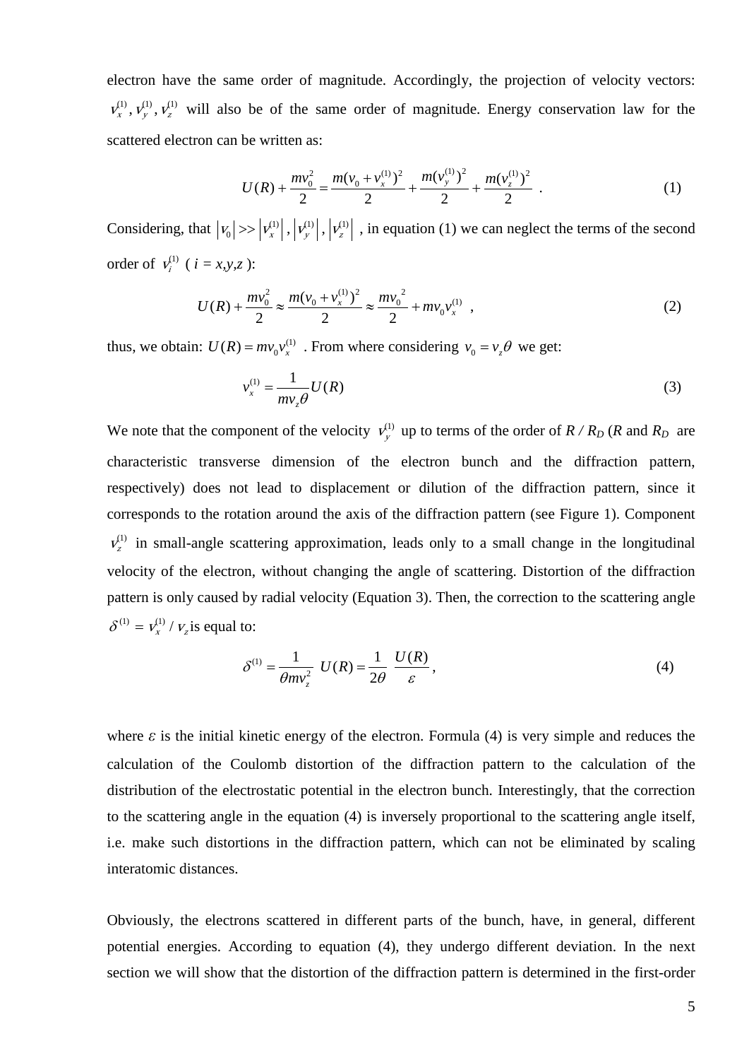electron have the same order of magnitude. Accordingly, the projection of velocity vectors: $v_x^{(1)}, v_y^{(1)}, v_z^{(1)}$ will also be of the same order of magnitude. Energy conservation law for the scattered electron can be written as:

$$U(R) + \frac{mv_0^2}{2} = \frac{m(v_0 + v_x^{(1)})^2}{2} + \frac{m(v_y^{(1)})^2}{2} + \frac{m(v_z^{(1)})^2}{2} \quad . \tag{1}$$

Considering, that $|v_0| >> |v_x^{(1)}|, |v_y^{(1)}|, |v_z^{(1)}|$, in equation (1) we can neglect the terms of the second order of $v_i^{(1)}$ ( $i = x,y,z$ ):

$$U(R) + \frac{mv_0^2}{2} \approx \frac{m(v_0 + v_x^{(1)})^2}{2} \approx \frac{m{v_0}^2}{2} + mv_0 v_x^{(1)} \quad , \tag{2}$$

thus, we obtain: $U(R) = mv_0 v_x^{(1)}$ . From where considering $v_0 = v_z \theta$ we get:

$$v_x^{(1)} = \frac{1}{mv_z\theta} U(R) \tag{3}$$

We note that the component of the velocity $v_y^{(1)}$ up to terms of the order of $R / R_D$ ($R$ and $R_D$ are characteristic transverse dimension of the electron bunch and the diffraction pattern, respectively) does not lead to displacement or dilution of the diffraction pattern, since it corresponds to the rotation around the axis of the diffraction pattern (see Figure 1). Component $v_z^{(1)}$ in small-angle scattering approximation, leads only to a small change in the longitudinal velocity of the electron, without changing the angle of scattering. Distortion of the diffraction pattern is only caused by radial velocity (Equation 3). Then, the correction to the scattering angle $\delta^{(1)} = v_x^{(1)} / v_z$ is equal to:

$$\delta^{(1)} = \frac{1}{\theta m v_z^2} \ U(R) = \frac{1}{2\theta} \ \frac{U(R)}{\varepsilon} , \tag{4}$$

where $\varepsilon$ is the initial kinetic energy of the electron. Formula (4) is very simple and reduces the calculation of the Coulomb distortion of the diffraction pattern to the calculation of the distribution of the electrostatic potential in the electron bunch. Interestingly, that the correction to the scattering angle in the equation (4) is inversely proportional to the scattering angle itself, i.e. make such distortions in the diffraction pattern, which can not be eliminated by scaling interatomic distances.

Obviously, the electrons scattered in different parts of the bunch, have, in general, different potential energies. According to equation (4), they undergo different deviation. In the next section we will show that the distortion of the diffraction pattern is determined in the first-order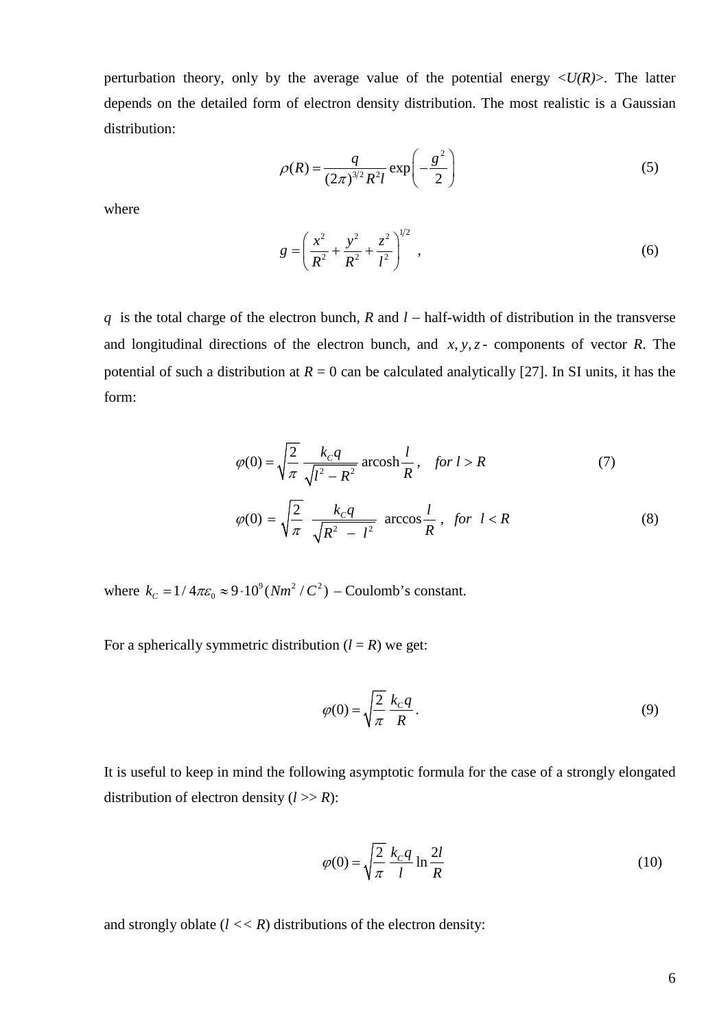perturbation theory, only by the average value of the potential energy <*U(R)*>. The latter depends on the detailed form of electron density distribution. The most realistic is a Gaussian distribution:

$$\rho(R) = \frac{q}{(2\pi)^{3/2} R^2 l} \exp\left(-\frac{g^2}{2}\right) \tag{5}$$

where

$$g = \left(\frac{x^2}{R^2} + \frac{y^2}{R^2} + \frac{z^2}{l^2}\right)^{1/2} , \tag{6}$$

$q$ is the total charge of the electron bunch, $R$ and $l$ – half-width of distribution in the transverse and longitudinal directions of the electron bunch, and $x, y, z$ - components of vector $R$. The potential of such a distribution at $R = 0$ can be calculated analytically [27]. In SI units, it has the form:

$$\varphi(0) = \sqrt{\frac{2}{\pi}}\, \frac{k_C q}{\sqrt{l^2 - R^2}} \operatorname{arcosh}\frac{l}{R}, \quad for\ l > R \tag{7}$$

$$\varphi(0) = \sqrt{\frac{2}{\pi}}\, \frac{k_C q}{\sqrt{R^2 - l^2}} \arccos\frac{l}{R}, \quad for\ l < R \tag{8}$$

where $k_C = 1/4\pi\varepsilon_0 \approx 9 \cdot 10^9 (Nm^2/C^2)$ – Coulomb's constant.

For a spherically symmetric distribution ($l = R$) we get:

$$\varphi(0) = \sqrt{\frac{2}{\pi}}\, \frac{k_C q}{R} . \tag{9}$$

It is useful to keep in mind the following asymptotic formula for the case of a strongly elongated distribution of electron density ($l >> R$):

$$\varphi(0) = \sqrt{\frac{2}{\pi}}\, \frac{k_C q}{l} \ln\frac{2l}{R} \tag{10}$$

and strongly oblate ($l << R$) distributions of the electron density: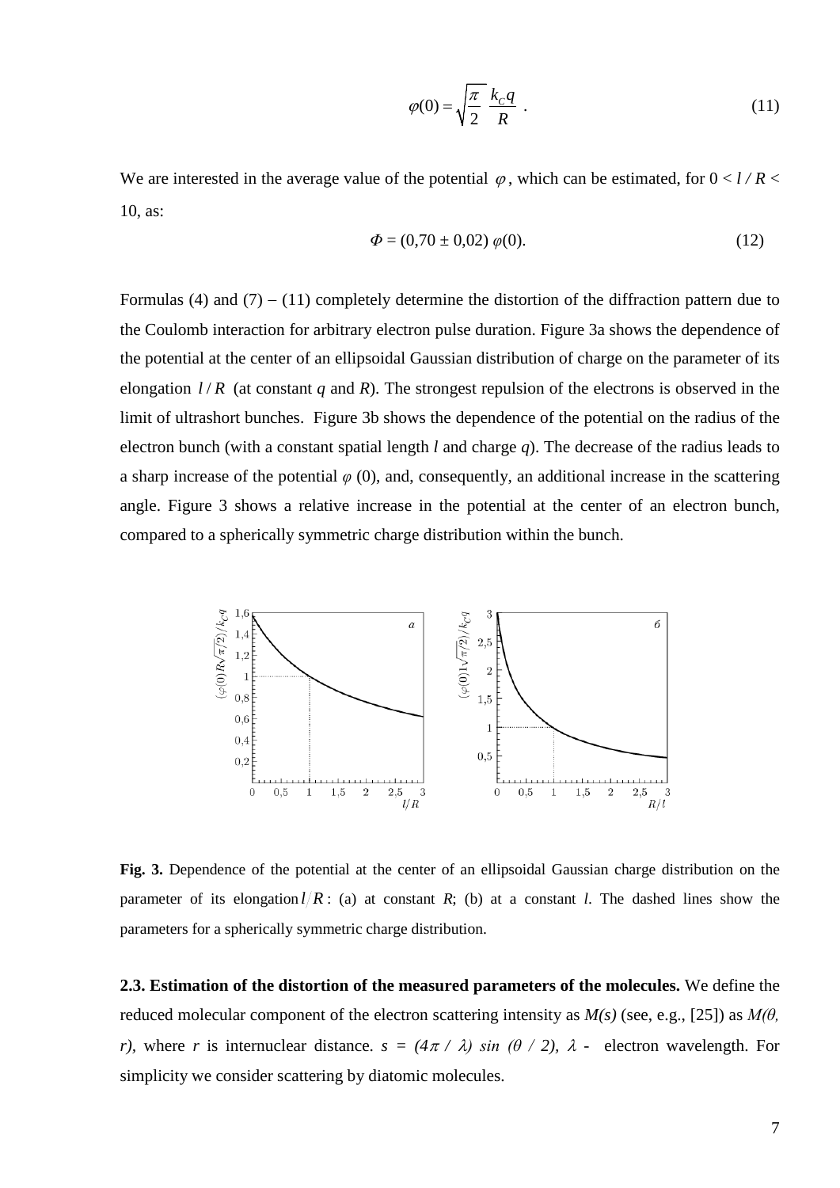$$\varphi(0) = \sqrt{\frac{\pi}{2}} \frac{k_C q}{R} \; . \tag{11}$$

We are interested in the average value of the potential $\varphi$, which can be estimated, for $0 < l / R < 10$, as:

$$\Phi = (0{,}70 \pm 0{,}02)\ \varphi(0). \tag{12}$$

Formulas (4) and (7) – (11) completely determine the distortion of the diffraction pattern due to the Coulomb interaction for arbitrary electron pulse duration. Figure 3a shows the dependence of the potential at the center of an ellipsoidal Gaussian distribution of charge on the parameter of its elongation $l / R$ (at constant $q$ and $R$). The strongest repulsion of the electrons is observed in the limit of ultrashort bunches. Figure 3b shows the dependence of the potential on the radius of the electron bunch (with a constant spatial length $l$ and charge $q$). The decrease of the radius leads to a sharp increase of the potential $\varphi$ (0), and, consequently, an additional increase in the scattering angle. Figure 3 shows a relative increase in the potential at the center of an electron bunch, compared to a spherically symmetric charge distribution within the bunch.

**Fig. 3.** Dependence of the potential at the center of an ellipsoidal Gaussian charge distribution on the parameter of its elongation $l / R$: (a) at constant $R$; (b) at a constant $l$. The dashed lines show the parameters for a spherically symmetric charge distribution.

**2.3. Estimation of the distortion of the measured parameters of the molecules.** We define the reduced molecular component of the electron scattering intensity as $M(s)$ (see, e.g., [25]) as $M(\theta, r)$, where $r$ is internuclear distance. $s = (4\pi / \lambda) \sin (\theta / 2)$, $\lambda$ - electron wavelength. For simplicity we consider scattering by diatomic molecules.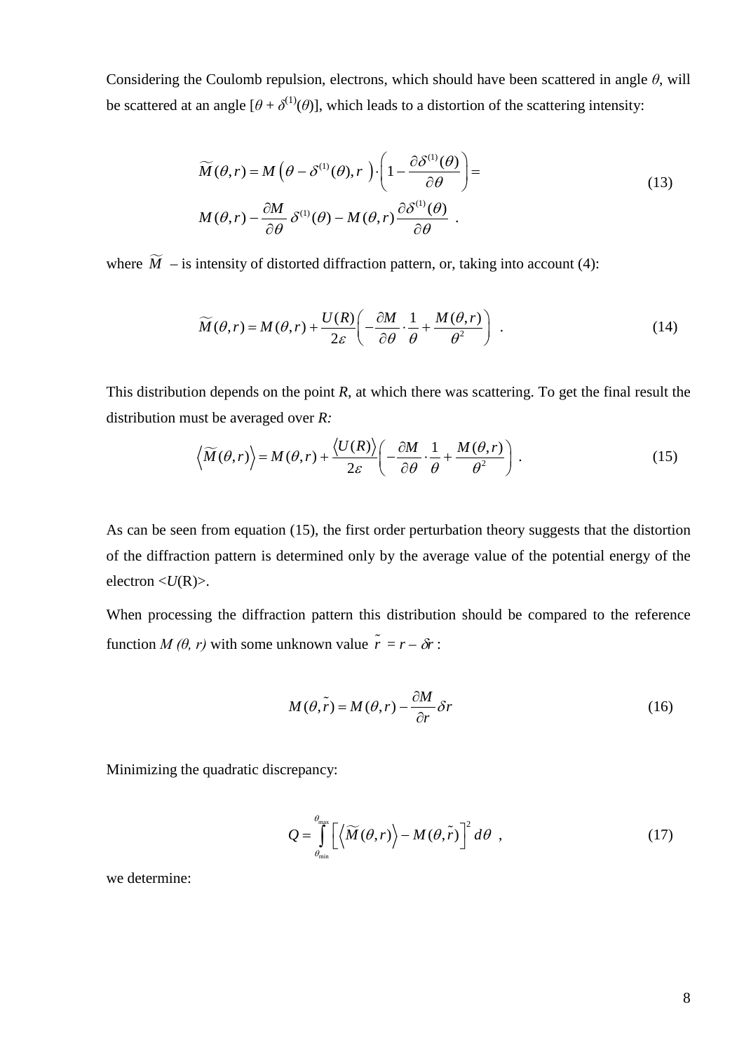Considering the Coulomb repulsion, electrons, which should have been scattered in angle $\theta$, will be scattered at an angle $[\theta + \delta^{(1)}(\theta)]$, which leads to a distortion of the scattering intensity:

$$
\begin{aligned}
\widetilde{M}(\theta,r) &= M\left(\theta - \delta^{(1)}(\theta), r\right)\cdot\left(1 - \frac{\partial \delta^{(1)}(\theta)}{\partial \theta}\right) = \\
& M(\theta,r) - \frac{\partial M}{\partial \theta}\,\delta^{(1)}(\theta) - M(\theta,r)\frac{\partial \delta^{(1)}(\theta)}{\partial \theta} \ .
\end{aligned}
\tag{13}
$$

where $\widetilde{M}$ – is intensity of distorted diffraction pattern, or, taking into account (4):

$$
\widetilde{M}(\theta,r) = M(\theta,r) + \frac{U(R)}{2\varepsilon}\left(-\frac{\partial M}{\partial \theta}\cdot\frac{1}{\theta} + \frac{M(\theta,r)}{\theta^2}\right) \ . \tag{14}
$$

This distribution depends on the point $R$, at which there was scattering. To get the final result the distribution must be averaged over $R$:

$$
\left\langle \widetilde{M}(\theta,r)\right\rangle = M(\theta,r) + \frac{\langle U(R)\rangle}{2\varepsilon}\left(-\frac{\partial M}{\partial \theta}\cdot\frac{1}{\theta} + \frac{M(\theta,r)}{\theta^2}\right) \ . \tag{15}
$$

As can be seen from equation (15), the first order perturbation theory suggests that the distortion of the diffraction pattern is determined only by the average value of the potential energy of the electron $\langle U(R)\rangle$.

When processing the diffraction pattern this distribution should be compared to the reference function $M(\theta, r)$ with some unknown value $\tilde{r} = r - \delta r$ :

$$
M(\theta,\tilde{r}) = M(\theta,r) - \frac{\partial M}{\partial r}\delta r \tag{16}
$$

Minimizing the quadratic discrepancy:

$$
Q = \int_{\theta_{\min}}^{\theta_{\max}} \left[\left\langle \widetilde{M}(\theta,r)\right\rangle - M(\theta,\tilde{r})\right]^2 d\theta \ , \tag{17}
$$

we determine: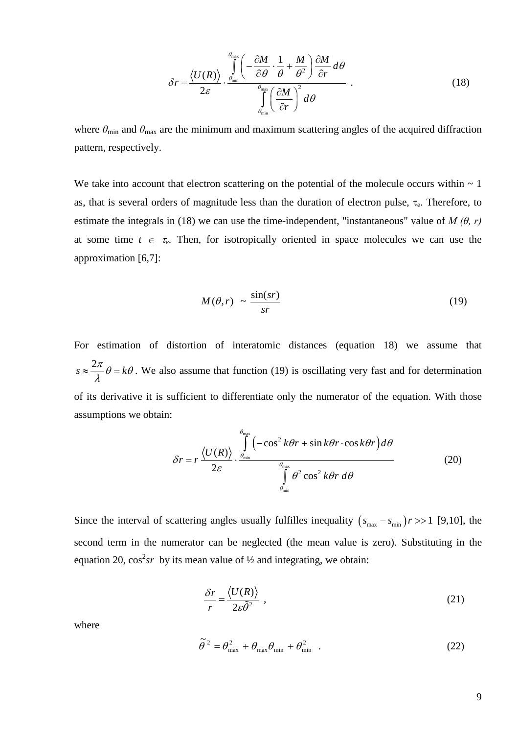$$\delta r = \frac{\langle U(R)\rangle}{2\varepsilon} \cdot \frac{\int\limits_{\theta_{\min}}^{\theta_{\max}} \left( -\frac{\partial M}{\partial \theta} \cdot \frac{1}{\theta} + \frac{M}{\theta^2} \right) \frac{\partial M}{\partial r} d\theta}{\int\limits_{\theta_{\min}}^{\theta_{\max}} \left( \frac{\partial M}{\partial r} \right)^2 d\theta} \quad . \tag{18}$$

where $\theta_{\min}$ and $\theta_{\max}$ are the minimum and maximum scattering angles of the acquired diffraction pattern, respectively.

We take into account that electron scattering on the potential of the molecule occurs within ~ 1 as, that is several orders of magnitude less than the duration of electron pulse, $\tau_e$. Therefore, to estimate the integrals in (18) we can use the time-independent, "instantaneous" value of $M(\theta, r)$ at some time $t \in \tau_e$. Then, for isotropically oriented in space molecules we can use the approximation [6,7]:

$$M(\theta, r) \sim \frac{\sin(sr)}{sr} \tag{19}$$

For estimation of distortion of interatomic distances (equation 18) we assume that $s \approx \frac{2\pi}{\lambda}\theta = k\theta$. We also assume that function (19) is oscillating very fast and for determination of its derivative it is sufficient to differentiate only the numerator of the equation. With those assumptions we obtain:

$$\delta r = r\,\frac{\langle U(R)\rangle}{2\varepsilon} \cdot \frac{\int\limits_{\theta_{\min}}^{\theta_{\max}} \left( -\cos^2 k\theta r + \sin k\theta r \cdot \cos k\theta r \right) d\theta}{\int\limits_{\theta_{\min}}^{\theta_{\max}} \theta^2 \cos^2 k\theta r \; d\theta} \tag{20}$$

Since the interval of scattering angles usually fulfilles inequality $\left(s_{\max} - s_{\min}\right) r >> 1$ [9,10], the second term in the numerator can be neglected (the mean value is zero). Substituting in the equation 20, $\cos^2 sr$ by its mean value of ½ and integrating, we obtain:

$$\frac{\delta r}{r} = \frac{\langle U(R)\rangle}{2\varepsilon\tilde{\theta}^2} \ , \tag{21}$$

where

$$\tilde{\theta}^2 = \theta_{\max}^2 + \theta_{\max}\theta_{\min} + \theta_{\min}^2 \quad . \tag{22}$$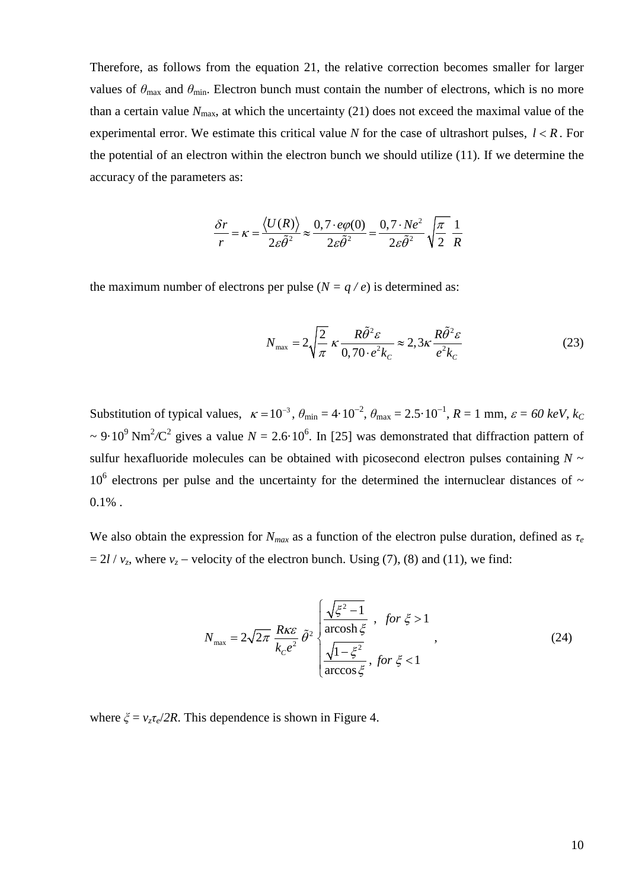Therefore, as follows from the equation 21, the relative correction becomes smaller for larger values of $\theta_{\max}$ and $\theta_{\min}$. Electron bunch must contain the number of electrons, which is no more than a certain value $N_{\max}$, at which the uncertainty (21) does not exceed the maximal value of the experimental error. We estimate this critical value $N$ for the case of ultrashort pulses, $l < R$. For the potential of an electron within the electron bunch we should utilize (11). If we determine the accuracy of the parameters as:

$$\frac{\delta r}{r} = \kappa = \frac{\langle U(R)\rangle}{2\varepsilon\tilde{\theta}^2} \approx \frac{0,7\cdot e\varphi(0)}{2\varepsilon\tilde{\theta}^2} = \frac{0,7\cdot Ne^2}{2\varepsilon\tilde{\theta}^2}\sqrt{\frac{\pi}{2}}\,\frac{1}{R}$$

the maximum number of electrons per pulse ($N = q / e$) is determined as:

$$N_{\max} = 2\sqrt{\frac{2}{\pi}}\,\kappa\,\frac{R\tilde{\theta}^2\varepsilon}{0,70\cdot e^2 k_C} \approx 2,3\kappa\,\frac{R\tilde{\theta}^2\varepsilon}{e^2 k_C} \tag{23}$$

Substitution of typical values, $\kappa = 10^{-3}$, $\theta_{\min} = 4\cdot 10^{-2}$, $\theta_{\max} = 2.5\cdot 10^{-1}$, $R = 1$ mm, $\varepsilon = 60\ keV$, $k_C \sim 9\cdot 10^9$ Nm$^2$/C$^2$ gives a value $N = 2.6\cdot 10^6$. In [25] was demonstrated that diffraction pattern of sulfur hexafluoride molecules can be obtained with picosecond electron pulses containing $N \sim 10^6$ electrons per pulse and the uncertainty for the determined the internuclear distances of ~ 0.1% .

We also obtain the expression for $N_{max}$ as a function of the electron pulse duration, defined as $\tau_e = 2l / v_z$, where $v_z$ – velocity of the electron bunch. Using (7), (8) and (11), we find:

$$N_{\max} = 2\sqrt{2\pi}\,\frac{R\kappa\varepsilon}{k_C e^2}\,\tilde{\theta}^2 \begin{cases} \dfrac{\sqrt{\xi^2-1}}{\operatorname{arcosh}\xi}\ , & for\ \xi > 1 \\[2ex] \dfrac{\sqrt{1-\xi^2}}{\arccos\xi}\ , & for\ \xi < 1 \end{cases}, \tag{24}$$

where $\xi = v_z\tau_e/2R$. This dependence is shown in Figure 4.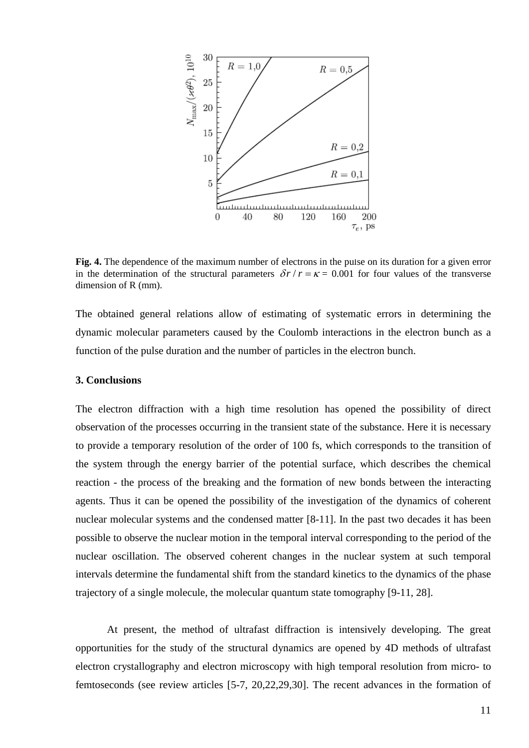**Fig. 4.** The dependence of the maximum number of electrons in the pulse on its duration for a given error in the determination of the structural parameters $\delta r / r = \kappa = 0.001$ for four values of the transverse dimension of R (mm).

The obtained general relations allow of estimating of systematic errors in determining the dynamic molecular parameters caused by the Coulomb interactions in the electron bunch as a function of the pulse duration and the number of particles in the electron bunch.

**3. Conclusions**

The electron diffraction with a high time resolution has opened the possibility of direct observation of the processes occurring in the transient state of the substance. Here it is necessary to provide a temporary resolution of the order of 100 fs, which corresponds to the transition of the system through the energy barrier of the potential surface, which describes the chemical reaction - the process of the breaking and the formation of new bonds between the interacting agents. Thus it can be opened the possibility of the investigation of the dynamics of coherent nuclear molecular systems and the condensed matter [8-11]. In the past two decades it has been possible to observe the nuclear motion in the temporal interval corresponding to the period of the nuclear oscillation. The observed coherent changes in the nuclear system at such temporal intervals determine the fundamental shift from the standard kinetics to the dynamics of the phase trajectory of a single molecule, the molecular quantum state tomography [9-11, 28].

At present, the method of ultrafast diffraction is intensively developing. The great opportunities for the study of the structural dynamics are opened by 4D methods of ultrafast electron crystallography and electron microscopy with high temporal resolution from micro- to femtoseconds (see review articles [5-7, 20,22,29,30]. The recent advances in the formation of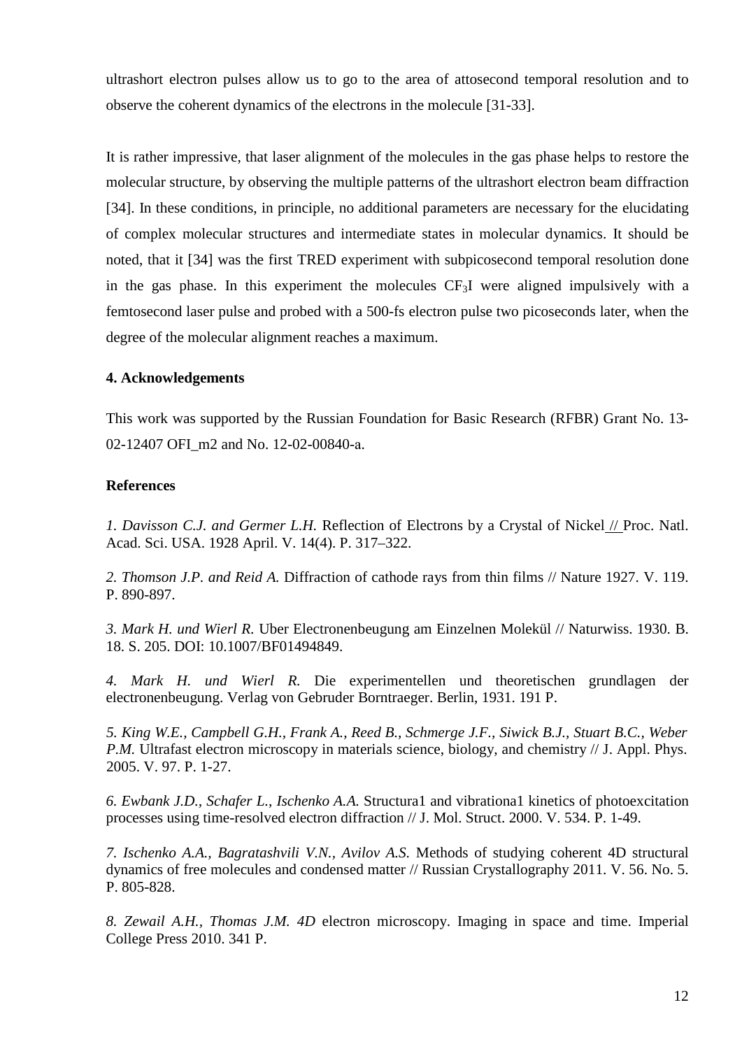ultrashort electron pulses allow us to go to the area of attosecond temporal resolution and to observe the coherent dynamics of the electrons in the molecule [31-33].

It is rather impressive, that laser alignment of the molecules in the gas phase helps to restore the molecular structure, by observing the multiple patterns of the ultrashort electron beam diffraction [34]. In these conditions, in principle, no additional parameters are necessary for the elucidating of complex molecular structures and intermediate states in molecular dynamics. It should be noted, that it [34] was the first TRED experiment with subpicosecond temporal resolution done in the gas phase. In this experiment the molecules $CF_3I$ were aligned impulsively with a femtosecond laser pulse and probed with a 500-fs electron pulse two picoseconds later, when the degree of the molecular alignment reaches a maximum.

### 4. Acknowledgements

This work was supported by the Russian Foundation for Basic Research (RFBR) Grant No. 13-02-12407 OFI_m2 and No. 12-02-00840-a.

### References

*1. Davisson C.J. and Germer L.H.* Reflection of Electrons by a Crystal of Nickel // Proc. Natl. Acad. Sci. USA. 1928 April. V. 14(4). P. 317–322.

*2. Thomson J.P. and Reid A.* Diffraction of cathode rays from thin films // Nature 1927. V. 119. P. 890-897.

*3. Mark H. und Wierl R.* Uber Electronenbeugung am Einzelnen Molekül // Naturwiss. 1930. B. 18. S. 205. DOI: 10.1007/BF01494849.

*4. Mark H. und Wierl R.* Die experimentellen und theoretischen grundlagen der electronenbeugung. Verlag von Gebruder Borntraeger. Berlin, 1931. 191 P.

*5. King W.E., Campbell G.H., Frank A., Reed B., Schmerge J.F., Siwick B.J., Stuart B.C., Weber P.M.* Ultrafast electron microscopy in materials science, biology, and chemistry // J. Appl. Phys. 2005. V. 97. P. 1-27.

*6. Ewbank J.D., Schafer L., Ischenko A.A.* Structura1 and vibrationa1 kinetics of photoexcitation processes using time-resolved electron diffraction // J. Mol. Struct. 2000. V. 534. P. 1-49.

*7. Ischenko A.A., Bagratashvili V.N., Avilov A.S.* Methods of studying coherent 4D structural dynamics of free molecules and condensed matter // Russian Crystallography 2011. V. 56. No. 5. P. 805-828.

*8. Zewail A.H., Thomas J.M. 4D* electron microscopy. Imaging in space and time. Imperial College Press 2010. 341 P.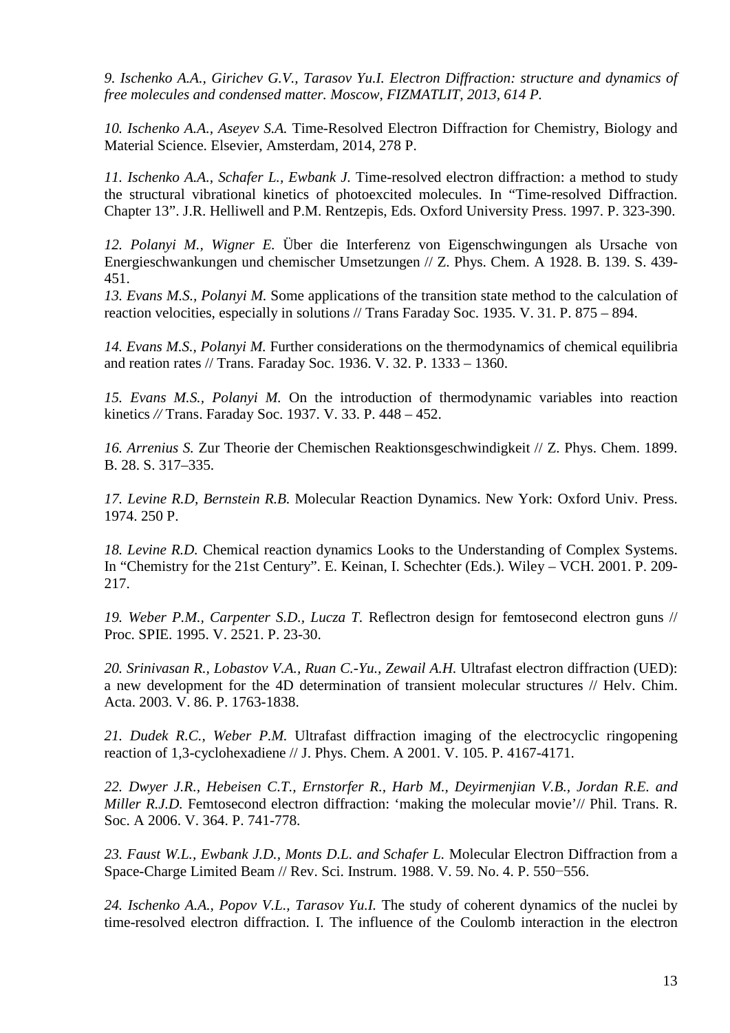*9. Ischenko A.A., Girichev G.V., Tarasov Yu.I. Electron Diffraction: structure and dynamics of free molecules and condensed matter. Moscow, FIZMATLIT, 2013, 614 P.*

*10. Ischenko A.A., Aseyev S.A.* Time-Resolved Electron Diffraction for Chemistry, Biology and Material Science. Elsevier, Amsterdam, 2014, 278 P.

*11. Ischenko A.A., Schafer L., Ewbank J.* Time-resolved electron diffraction: a method to study the structural vibrational kinetics of photoexcited molecules. In "Time-resolved Diffraction. Chapter 13". J.R. Helliwell and P.M. Rentzepis, Eds. Oxford University Press. 1997. P. 323-390.

*12. Polanyi M., Wigner E.* Über die Interferenz von Eigenschwingungen als Ursache von Energieschwankungen und chemischer Umsetzungen // Z. Phys. Chem. A 1928. B. 139. S. 439-451.

*13. Evans M.S., Polanyi M.* Some applications of the transition state method to the calculation of reaction velocities, especially in solutions // Trans Faraday Soc. 1935. V. 31. P. 875 – 894.

*14. Evans M.S., Polanyi M.* Further considerations on the thermodynamics of chemical equilibria and reation rates // Trans. Faraday Soc. 1936. V. 32. P. 1333 – 1360.

*15. Evans M.S., Polanyi M.* On the introduction of thermodynamic variables into reaction kinetics *//* Trans. Faraday Soc. 1937. V. 33. P. 448 – 452.

*16. Arrenius S.* Zur Theorie der Chemischen Reaktionsgeschwindigkeit // Z. Phys. Chem. 1899. B. 28. S. 317–335.

*17. Levine R.D, Bernstein R.B.* Molecular Reaction Dynamics. New York: Oxford Univ. Press. 1974. 250 P.

*18. Levine R.D.* Chemical reaction dynamics Looks to the Understanding of Complex Systems. In "Chemistry for the 21st Century". E. Keinan, I. Schechter (Eds.). Wiley – VCH. 2001. P. 209-217.

*19. Weber P.M., Carpenter S.D., Lucza T.* Reflectron design for femtosecond electron guns // Proc. SPIE. 1995. V. 2521. P. 23-30.

*20. Srinivasan R., Lobastov V.A., Ruan C.-Yu., Zewail A.H.* Ultrafast electron diffraction (UED): a new development for the 4D determination of transient molecular structures // Helv. Chim. Acta. 2003. V. 86. P. 1763-1838.

*21. Dudek R.C., Weber P.M.* Ultrafast diffraction imaging of the electrocyclic ringopening reaction of 1,3-cyclohexadiene // J. Phys. Chem. A 2001. V. 105. P. 4167-4171.

*22. Dwyer J.R., Hebeisen C.T., Ernstorfer R., Harb M., Deyirmenjian V.B., Jordan R.E. and Miller R.J.D.* Femtosecond electron diffraction: 'making the molecular movie'// Phil. Trans. R. Soc. A 2006. V. 364. P. 741-778.

*23. Faust W.L., Ewbank J.D., Monts D.L. and Schafer L.* Molecular Electron Diffraction from a Space-Charge Limited Beam // Rev. Sci. Instrum. 1988. V. 59. No. 4. P. 550−556.

*24. Ischenko A.A., Popov V.L., Tarasov Yu.I.* The study of coherent dynamics of the nuclei by time-resolved electron diffraction. I. The influence of the Coulomb interaction in the electron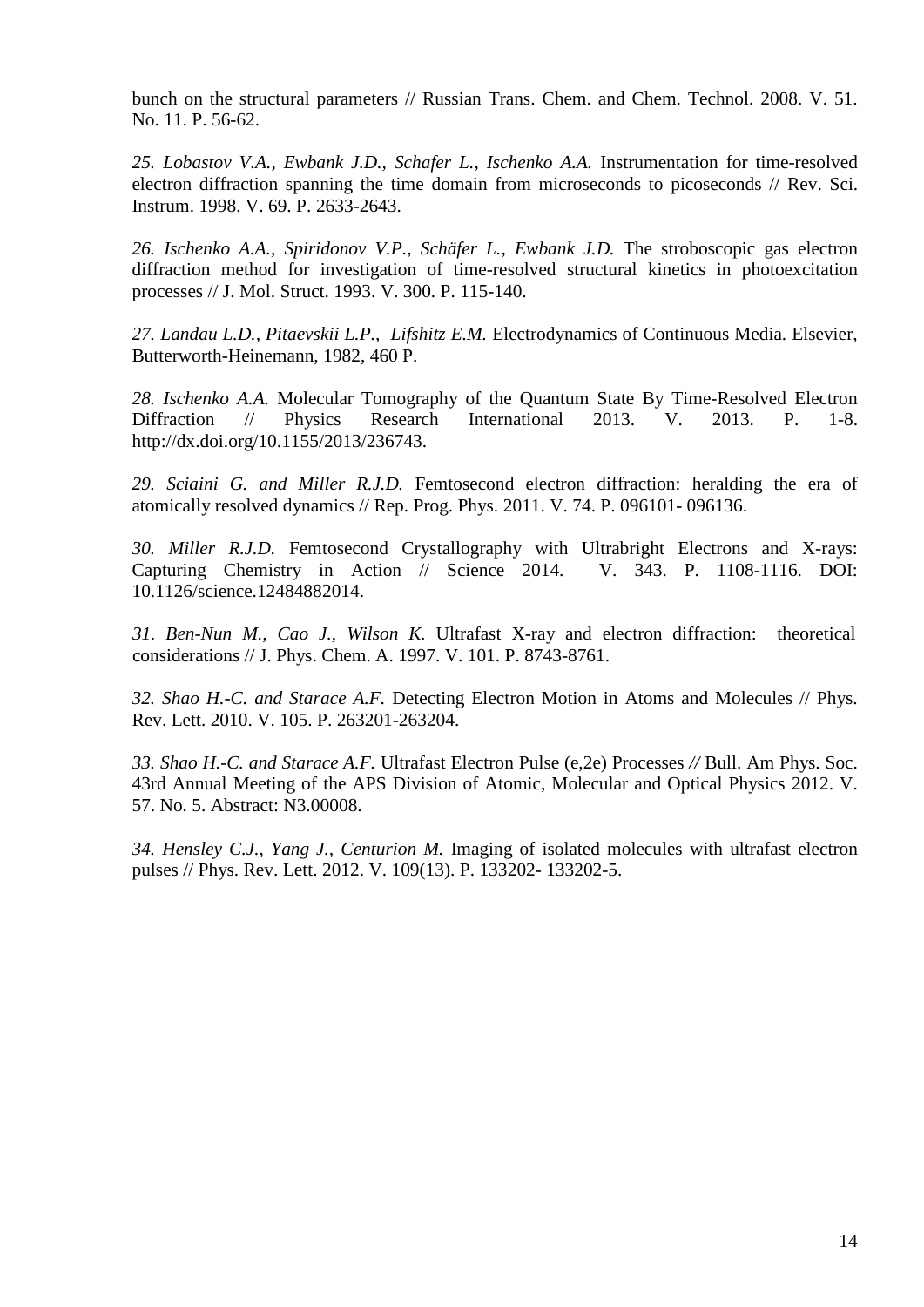bunch on the structural parameters // Russian Trans. Chem. and Chem. Technol. 2008. V. 51. No. 11. P. 56-62.

*25. Lobastov V.A., Ewbank J.D., Schafer L., Ischenko A.A.* Instrumentation for time-resolved electron diffraction spanning the time domain from microseconds to picoseconds // Rev. Sci. Instrum. 1998. V. 69. P. 2633-2643.

*26. Ischenko A.A., Spiridonov V.P., Schäfer L., Ewbank J.D.* The stroboscopic gas electron diffraction method for investigation of time-resolved structural kinetics in photoexcitation processes // J. Mol. Struct. 1993. V. 300. P. 115-140.

*27. Landau L.D., Pitaevskii L.P., Lifshitz E.M.* Electrodynamics of Continuous Media. Elsevier, Butterworth-Heinemann, 1982, 460 P.

*28. Ischenko A.A.* Molecular Tomography of the Quantum State By Time-Resolved Electron Diffraction // Physics Research International 2013. V. 2013. P. 1-8. http://dx.doi.org/10.1155/2013/236743.

*29. Sciaini G. and Miller R.J.D.* Femtosecond electron diffraction: heralding the era of atomically resolved dynamics // Rep. Prog. Phys. 2011. V. 74. P. 096101- 096136.

*30. Miller R.J.D.* Femtosecond Crystallography with Ultrabright Electrons and X-rays: Capturing Chemistry in Action // Science 2014. V. 343. P. 1108-1116. DOI: 10.1126/science.12484882014.

*31. Ben-Nun M., Cao J., Wilson K.* Ultrafast X-ray and electron diffraction: theoretical considerations // J. Phys. Chem. A. 1997. V. 101. P. 8743-8761.

*32. Shao H.-C. and Starace A.F.* Detecting Electron Motion in Atoms and Molecules // Phys. Rev. Lett. 2010. V. 105. P. 263201-263204.

*33. Shao H.-C. and Starace A.F.* Ultrafast Electron Pulse (e,2e) Processes *//* Bull. Am Phys. Soc. 43rd Annual Meeting of the APS Division of Atomic, Molecular and Optical Physics 2012. V. 57. No. 5. Abstract: N3.00008.

*34. Hensley C.J., Yang J., Centurion M.* Imaging of isolated molecules with ultrafast electron pulses // Phys. Rev. Lett. 2012. V. 109(13). P. 133202- 133202-5.